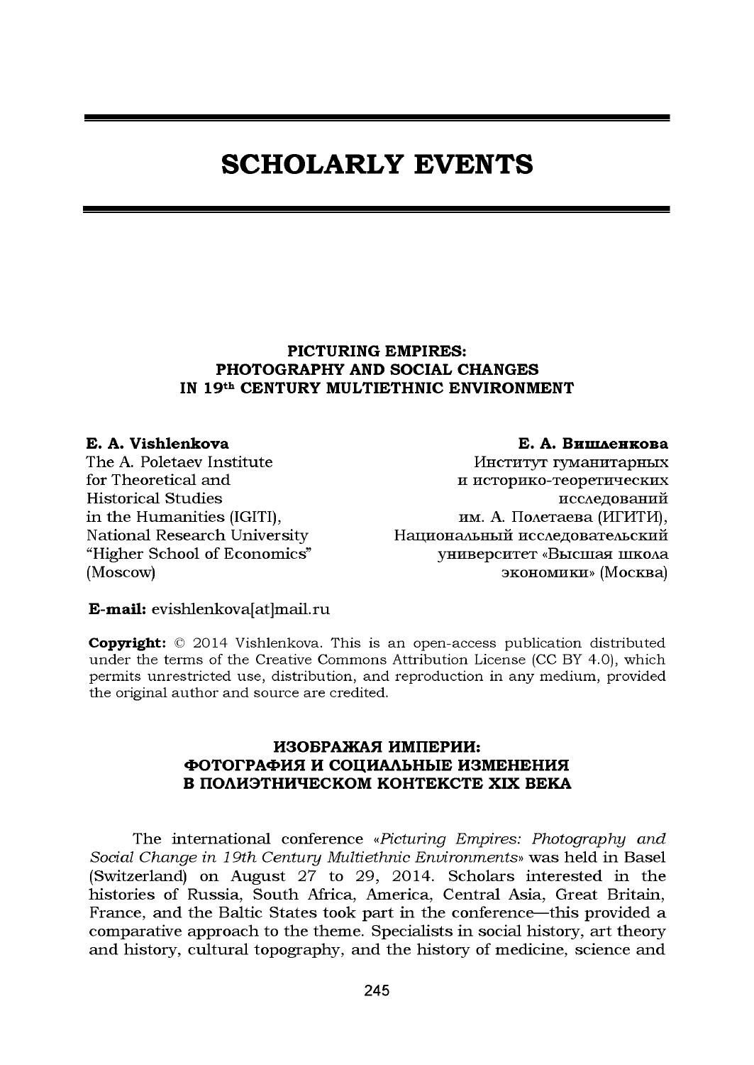# SCHOLARLY EVENTS

## PICTURING EMPIRES: PHOTOGRAPHY AND SOCIAL CHANGES IN 19th CENTURY MULTIETHNIC ENVIRONMENT

**E. A. Vishlenkova**
The A. Poletaev Institute for Theoretical and Historical Studies in the Humanities (IGITI), National Research University "Higher School of Economics" (Moscow)

**Е. А. Вишленкова**
Институт гуманитарных и историко-теоретических исследований им. А. Полетаева (ИГИТИ), Национальный исследовательский университет «Высшая школа экономики» (Москва)

**E-mail:** evishlenkova[at]mail.ru

**Copyright:** © 2014 Vishlenkova. This is an open-access publication distributed under the terms of the Creative Commons Attribution License (CC BY 4.0), which permits unrestricted use, distribution, and reproduction in any medium, provided the original author and source are credited.

## ИЗОБРАЖАЯ ИМПЕРИИ: ФОТОГРАФИЯ И СОЦИАЛЬНЫЕ ИЗМЕНЕНИЯ В ПОЛИЭТНИЧЕСКОМ КОНТЕКСТЕ XIX ВЕКА

The international conference «*Picturing Empires: Photography and Social Change in 19th Century Multiethnic Environments*» was held in Basel (Switzerland) on August 27 to 29, 2014. Scholars interested in the histories of Russia, South Africa, America, Central Asia, Great Britain, France, and the Baltic States took part in the conference—this provided a comparative approach to the theme. Specialists in social history, art theory and history, cultural topography, and the history of medicine, science and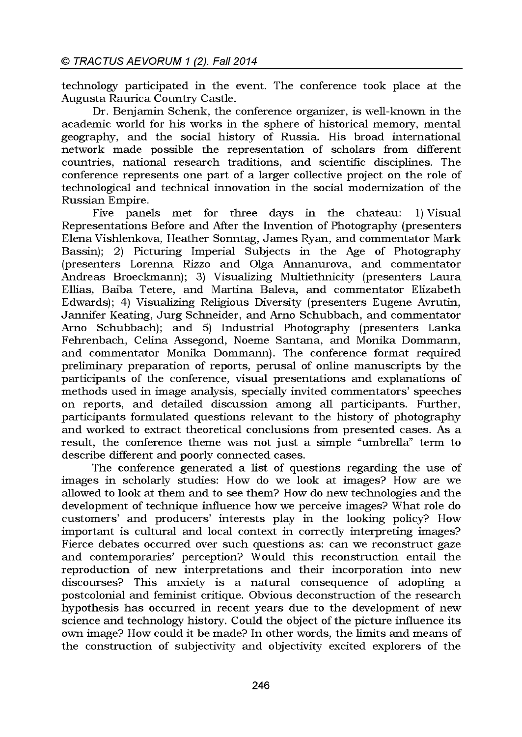technology participated in the event. The conference took place at the Augusta Raurica Country Castle.

Dr. Benjamin Schenk, the conference organizer, is well-known in the academic world for his works in the sphere of historical memory, mental geography, and the social history of Russia. His broad international network made possible the representation of scholars from different countries, national research traditions, and scientific disciplines. The conference represents one part of a larger collective project on the role of technological and technical innovation in the social modernization of the Russian Empire.

Five panels met for three days in the chateau: 1) Visual Representations Before and After the Invention of Photography (presenters Elena Vishlenkova, Heather Sonntag, James Ryan, and commentator Mark Bassin); 2) Picturing Imperial Subjects in the Age of Photography (presenters Lorenna Rizzo and Olga Annanurova, and commentator Andreas Broeckmann); 3) Visualizing Multiethnicity (presenters Laura Ellias, Baiba Tetere, and Martina Baleva, and commentator Elizabeth Edwards); 4) Visualizing Religious Diversity (presenters Eugene Avrutin, Jannifer Keating, Jurg Schneider, and Arno Schubbach, and commentator Arno Schubbach); and 5) Industrial Photography (presenters Lanka Fehrenbach, Celina Assegond, Noeme Santana, and Monika Dommann, and commentator Monika Dommann). The conference format required preliminary preparation of reports, perusal of online manuscripts by the participants of the conference, visual presentations and explanations of methods used in image analysis, specially invited commentators' speeches on reports, and detailed discussion among all participants. Further, participants formulated questions relevant to the history of photography and worked to extract theoretical conclusions from presented cases. As a result, the conference theme was not just a simple "umbrella" term to describe different and poorly connected cases.

The conference generated a list of questions regarding the use of images in scholarly studies: How do we look at images? How are we allowed to look at them and to see them? How do new technologies and the development of technique influence how we perceive images? What role do customers' and producers' interests play in the looking policy? How important is cultural and local context in correctly interpreting images? Fierce debates occurred over such questions as: can we reconstruct gaze and contemporaries' perception? Would this reconstruction entail the reproduction of new interpretations and their incorporation into new discourses? This anxiety is a natural consequence of adopting a postcolonial and feminist critique. Obvious deconstruction of the research hypothesis has occurred in recent years due to the development of new science and technology history. Could the object of the picture influence its own image? How could it be made? In other words, the limits and means of the construction of subjectivity and objectivity excited explorers of the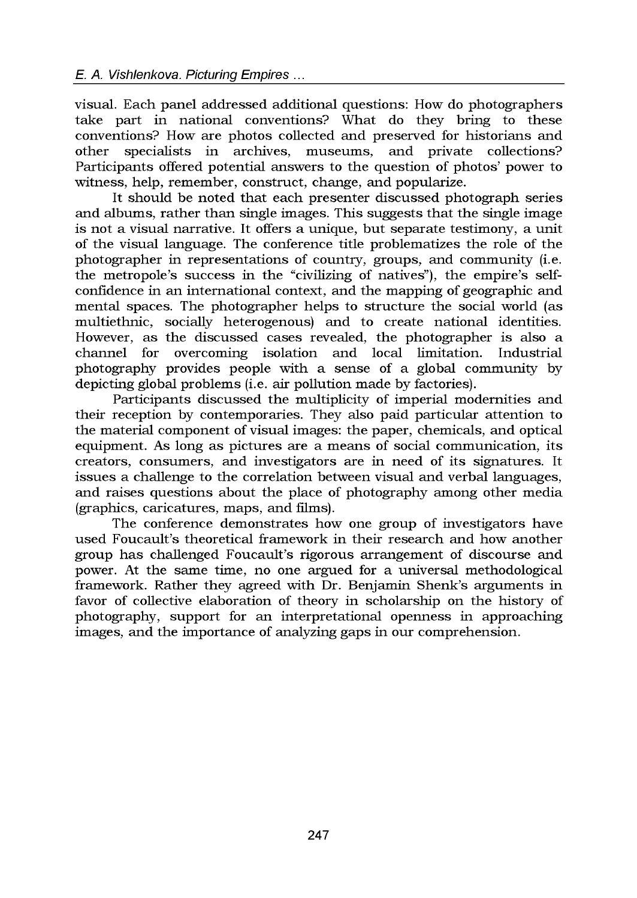visual. Each panel addressed additional questions: How do photographers take part in national conventions? What do they bring to these conventions? How are photos collected and preserved for historians and other specialists in archives, museums, and private collections? Participants offered potential answers to the question of photos' power to witness, help, remember, construct, change, and popularize.

It should be noted that each presenter discussed photograph series and albums, rather than single images. This suggests that the single image is not a visual narrative. It offers a unique, but separate testimony, a unit of the visual language. The conference title problematizes the role of the photographer in representations of country, groups, and community (i.e. the metropole's success in the "civilizing of natives"), the empire's self-confidence in an international context, and the mapping of geographic and mental spaces. The photographer helps to structure the social world (as multiethnic, socially heterogenous) and to create national identities. However, as the discussed cases revealed, the photographer is also a channel for overcoming isolation and local limitation. Industrial photography provides people with a sense of a global community by depicting global problems (i.e. air pollution made by factories).

Participants discussed the multiplicity of imperial modernities and their reception by contemporaries. They also paid particular attention to the material component of visual images: the paper, chemicals, and optical equipment. As long as pictures are a means of social communication, its creators, consumers, and investigators are in need of its signatures. It issues a challenge to the correlation between visual and verbal languages, and raises questions about the place of photography among other media (graphics, caricatures, maps, and films).

The conference demonstrates how one group of investigators have used Foucault's theoretical framework in their research and how another group has challenged Foucault's rigorous arrangement of discourse and power. At the same time, no one argued for a universal methodological framework. Rather they agreed with Dr. Benjamin Shenk's arguments in favor of collective elaboration of theory in scholarship on the history of photography, support for an interpretational openness in approaching images, and the importance of analyzing gaps in our comprehension.